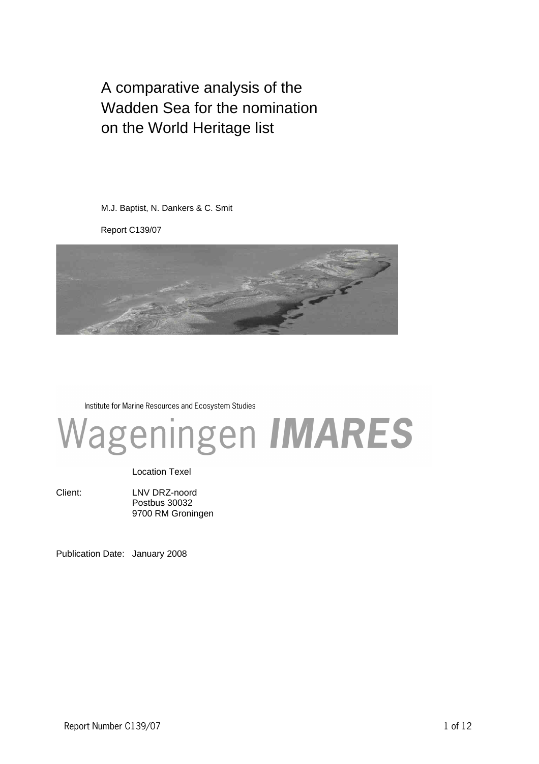# A comparative analysis of the Wadden Sea for the nomination on the World Heritage list

M.J. Baptist, N. Dankers & C. Smit

Report C139/07

Institute for Marine Resources and Ecosystem Studies

Wageningen **IMARES**

Location Texel

Client: LNV DRZ-noord
Postbus 30032
9700 RM Groningen

Publication Date: January 2008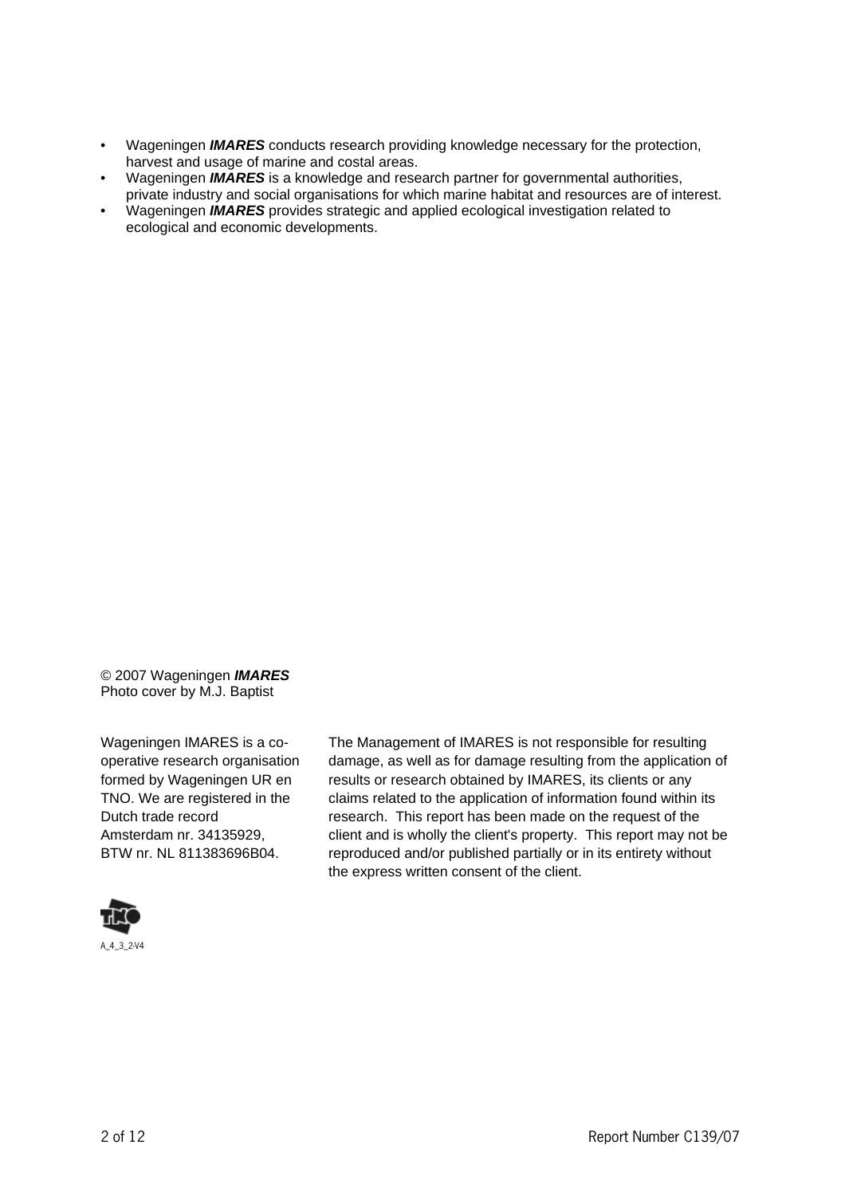- Wageningen ***IMARES*** conducts research providing knowledge necessary for the protection, harvest and usage of marine and costal areas.
- Wageningen ***IMARES*** is a knowledge and research partner for governmental authorities, private industry and social organisations for which marine habitat and resources are of interest.
- Wageningen ***IMARES*** provides strategic and applied ecological investigation related to ecological and economic developments.

© 2007 Wageningen ***IMARES***
Photo cover by M.J. Baptist

Wageningen IMARES is a co-operative research organisation formed by Wageningen UR en TNO. We are registered in the Dutch trade record Amsterdam nr. 34135929, BTW nr. NL 811383696B04.

The Management of IMARES is not responsible for resulting damage, as well as for damage resulting from the application of results or research obtained by IMARES, its clients or any claims related to the application of information found within its research. This report has been made on the request of the client and is wholly the client's property. This report may not be reproduced and/or published partially or in its entirety without the express written consent of the client.

A_4_3_2-V4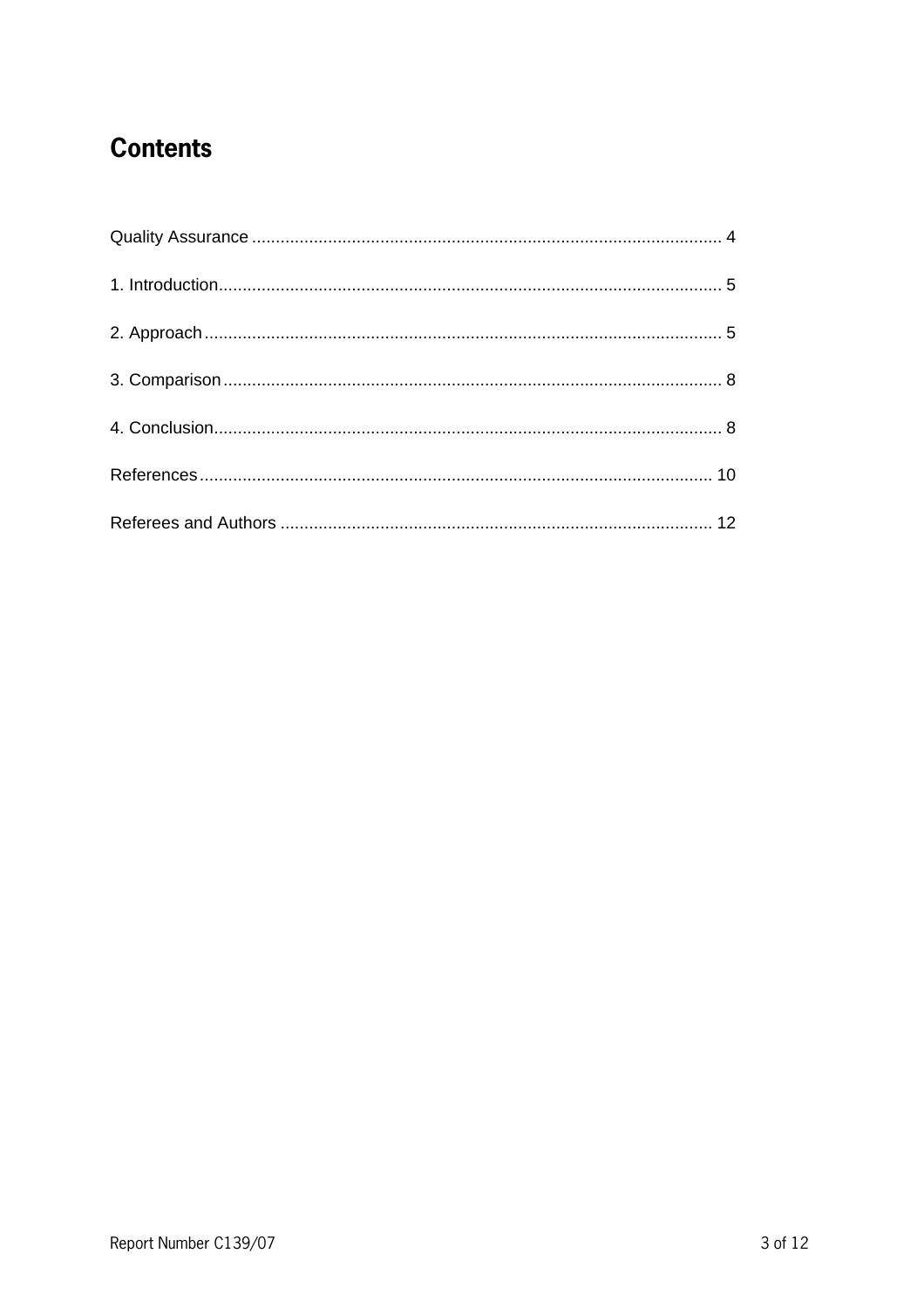# Contents

Quality Assurance ................................................................................................ 4

1. Introduction........................................................................................................ 5

2. Approach............................................................................................................ 5

3. Comparison........................................................................................................ 8

4. Conclusion.......................................................................................................... 8

References........................................................................................................... 10

Referees and Authors .......................................................................................... 12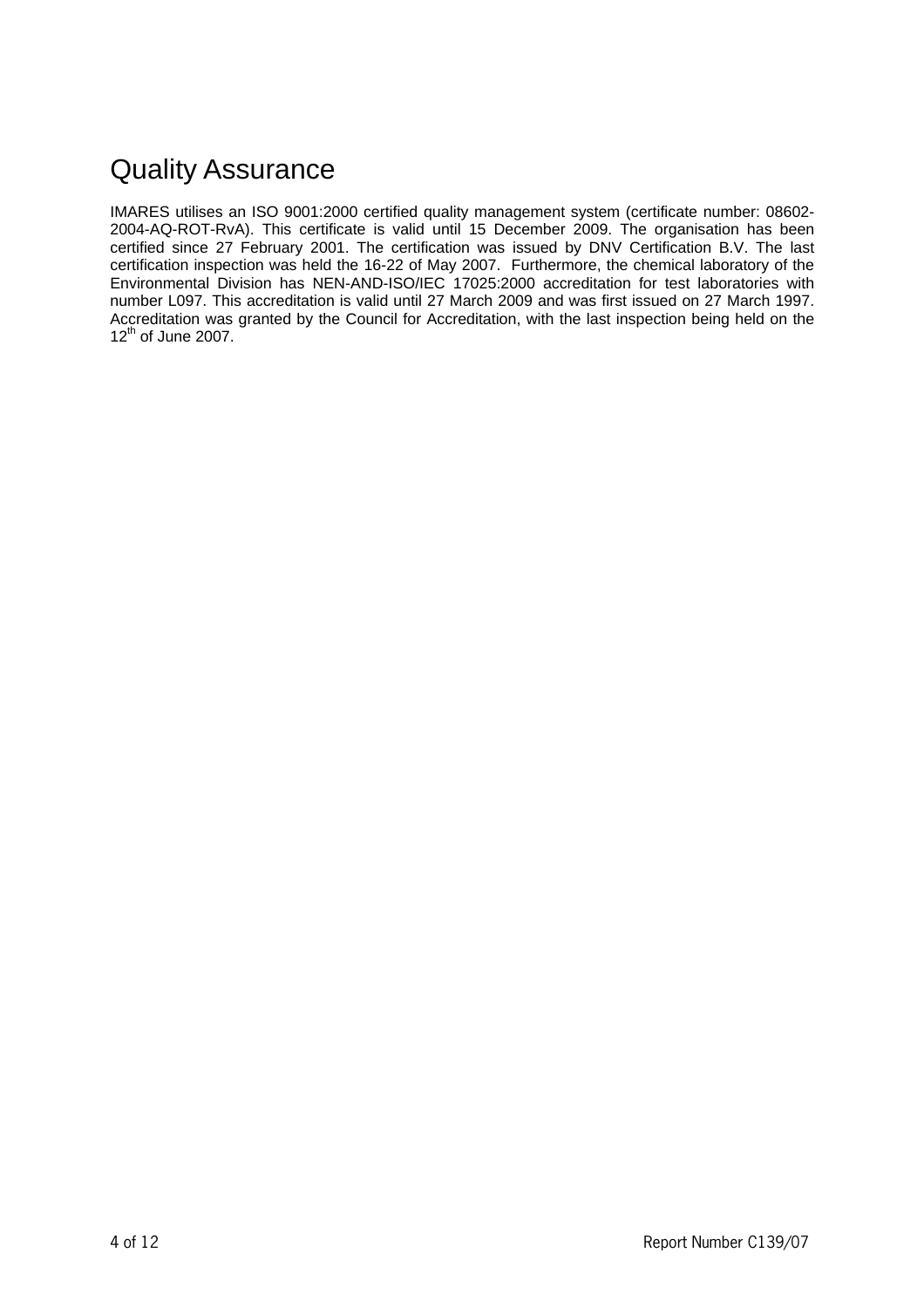# Quality Assurance

IMARES utilises an ISO 9001:2000 certified quality management system (certificate number: 08602-2004-AQ-ROT-RvA). This certificate is valid until 15 December 2009. The organisation has been certified since 27 February 2001. The certification was issued by DNV Certification B.V. The last certification inspection was held the 16-22 of May 2007. Furthermore, the chemical laboratory of the Environmental Division has NEN-AND-ISO/IEC 17025:2000 accreditation for test laboratories with number L097. This accreditation is valid until 27 March 2009 and was first issued on 27 March 1997. Accreditation was granted by the Council for Accreditation, with the last inspection being held on the 12th of June 2007.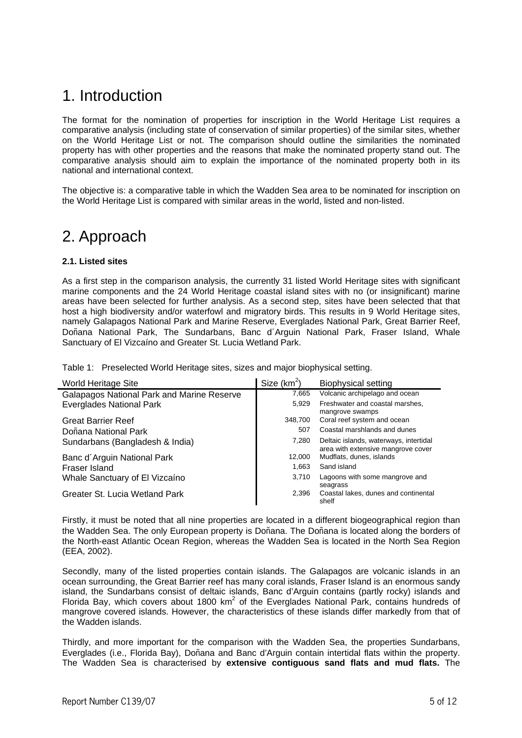# 1. Introduction

The format for the nomination of properties for inscription in the World Heritage List requires a comparative analysis (including state of conservation of similar properties) of the similar sites, whether on the World Heritage List or not. The comparison should outline the similarities the nominated property has with other properties and the reasons that make the nominated property stand out. The comparative analysis should aim to explain the importance of the nominated property both in its national and international context.

The objective is: a comparative table in which the Wadden Sea area to be nominated for inscription on the World Heritage List is compared with similar areas in the world, listed and non-listed.

# 2. Approach

**2.1. Listed sites**

As a first step in the comparison analysis, the currently 31 listed World Heritage sites with significant marine components and the 24 World Heritage coastal island sites with no (or insignificant) marine areas have been selected for further analysis. As a second step, sites have been selected that that host a high biodiversity and/or waterfowl and migratory birds. This results in 9 World Heritage sites, namely Galapagos National Park and Marine Reserve, Everglades National Park, Great Barrier Reef, Doñana National Park, The Sundarbans, Banc d´Arguin National Park, Fraser Island, Whale Sanctuary of El Vizcaíno and Greater St. Lucia Wetland Park.

Table 1: Preselected World Heritage sites, sizes and major biophysical setting.

| World Heritage Site | Size (km$^2$) | Biophysical setting |
|---|---|---|
| Galapagos National Park and Marine Reserve | 7,665 | Volcanic archipelago and ocean |
| Everglades National Park | 5,929 | Freshwater and coastal marshes, mangrove swamps |
| Great Barrier Reef | 348,700 | Coral reef system and ocean |
| Doñana National Park | 507 | Coastal marshlands and dunes |
| Sundarbans (Bangladesh & India) | 7,280 | Deltaic islands, waterways, intertidal area with extensive mangrove cover |
| Banc d´Arguin National Park | 12,000 | Mudflats, dunes, islands |
| Fraser Island | 1,663 | Sand island |
| Whale Sanctuary of El Vizcaíno | 3,710 | Lagoons with some mangrove and seagrass |
| Greater St. Lucia Wetland Park | 2,396 | Coastal lakes, dunes and continental shelf |

Firstly, it must be noted that all nine properties are located in a different biogeographical region than the Wadden Sea. The only European property is Doñana. The Doñana is located along the borders of the North-east Atlantic Ocean Region, whereas the Wadden Sea is located in the North Sea Region (EEA, 2002).

Secondly, many of the listed properties contain islands. The Galapagos are volcanic islands in an ocean surrounding, the Great Barrier reef has many coral islands, Fraser Island is an enormous sandy island, the Sundarbans consist of deltaic islands, Banc d'Arguin contains (partly rocky) islands and Florida Bay, which covers about 1800 km$^2$ of the Everglades National Park, contains hundreds of mangrove covered islands. However, the characteristics of these islands differ markedly from that of the Wadden islands.

Thirdly, and more important for the comparison with the Wadden Sea, the properties Sundarbans, Everglades (i.e., Florida Bay), Doñana and Banc d'Arguin contain intertidal flats within the property. The Wadden Sea is characterised by **extensive contiguous sand flats and mud flats.** The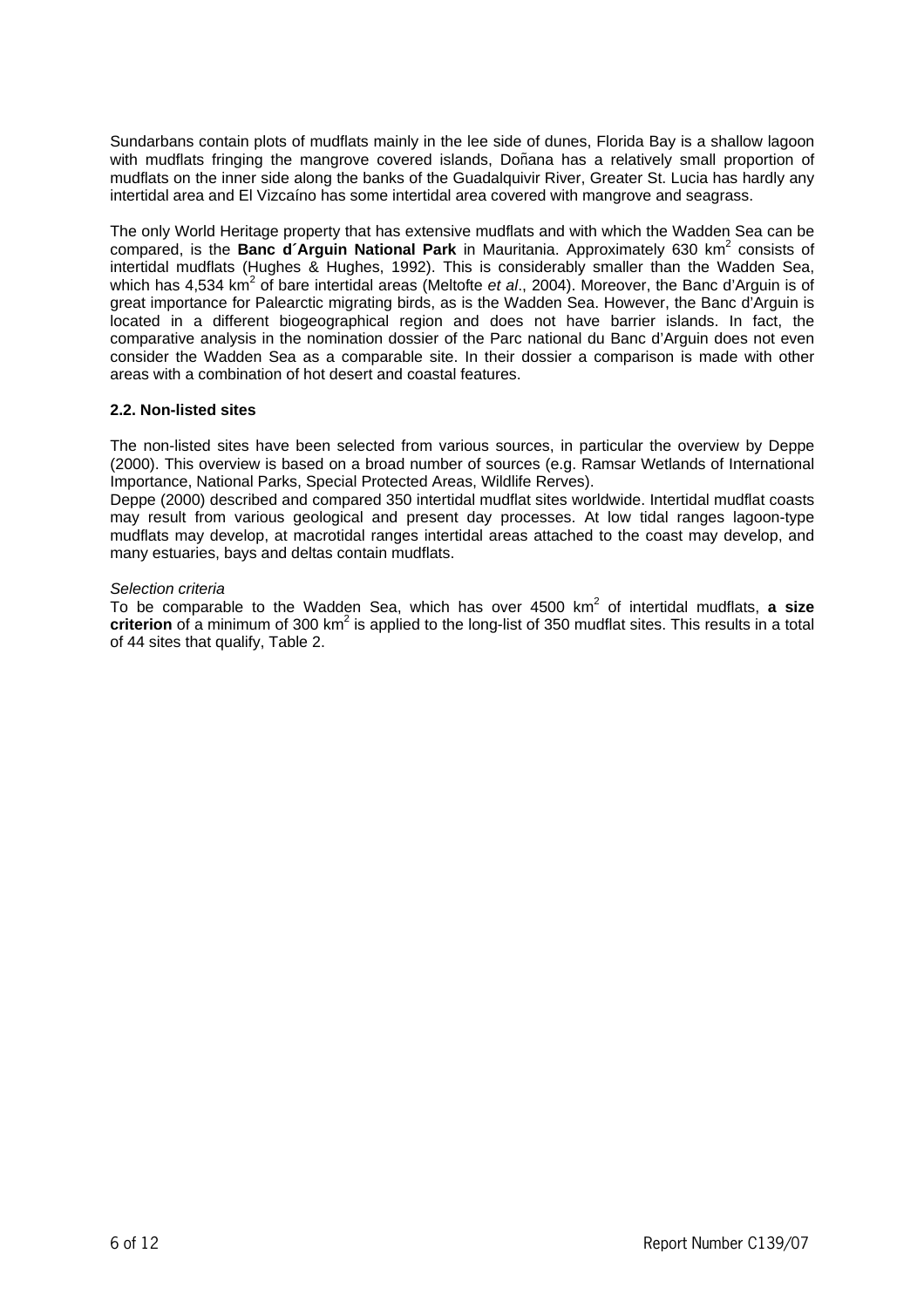Sundarbans contain plots of mudflats mainly in the lee side of dunes, Florida Bay is a shallow lagoon with mudflats fringing the mangrove covered islands, Doñana has a relatively small proportion of mudflats on the inner side along the banks of the Guadalquivir River, Greater St. Lucia has hardly any intertidal area and El Vizcaíno has some intertidal area covered with mangrove and seagrass.

The only World Heritage property that has extensive mudflats and with which the Wadden Sea can be compared, is the **Banc d´Arguin National Park** in Mauritania. Approximately 630 km$^2$ consists of intertidal mudflats (Hughes & Hughes, 1992). This is considerably smaller than the Wadden Sea, which has 4,534 km$^2$ of bare intertidal areas (Meltofte *et al*., 2004). Moreover, the Banc d'Arguin is of great importance for Palearctic migrating birds, as is the Wadden Sea. However, the Banc d'Arguin is located in a different biogeographical region and does not have barrier islands. In fact, the comparative analysis in the nomination dossier of the Parc national du Banc d'Arguin does not even consider the Wadden Sea as a comparable site. In their dossier a comparison is made with other areas with a combination of hot desert and coastal features.

### 2.2. Non-listed sites

The non-listed sites have been selected from various sources, in particular the overview by Deppe (2000). This overview is based on a broad number of sources (e.g. Ramsar Wetlands of International Importance, National Parks, Special Protected Areas, Wildlife Rerves).

Deppe (2000) described and compared 350 intertidal mudflat sites worldwide. Intertidal mudflat coasts may result from various geological and present day processes. At low tidal ranges lagoon-type mudflats may develop, at macrotidal ranges intertidal areas attached to the coast may develop, and many estuaries, bays and deltas contain mudflats.

*Selection criteria*

To be comparable to the Wadden Sea, which has over 4500 km$^2$ of intertidal mudflats, **a size criterion** of a minimum of 300 km$^2$ is applied to the long-list of 350 mudflat sites. This results in a total of 44 sites that qualify, Table 2.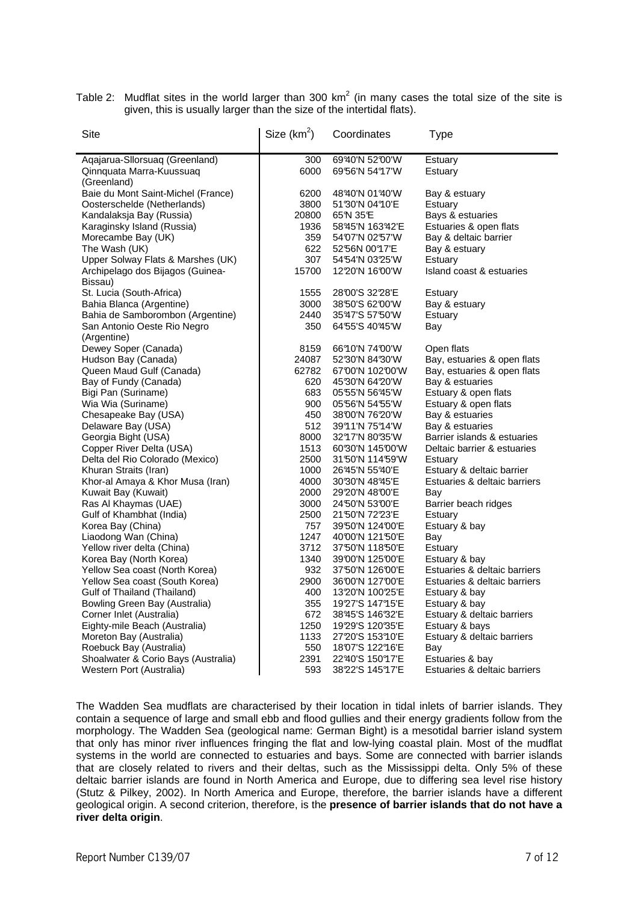Table 2: Mudflat sites in the world larger than 300 $km^2$ (in many cases the total size of the site is given, this is usually larger than the size of the intertidal flats).

| Site | Size ($km^2$) | Coordinates | Type |
|---|---|---|---|
| Aqajarua-Sllorsuaq (Greenland) | 300 | 69°40'N 52°00'W | Estuary |
| Qinnquata Marra-Kuussuaq (Greenland) | 6000 | 69°56'N 54°17'W | Estuary |
| Baie du Mont Saint-Michel (France) | 6200 | 48°40'N 01°40'W | Bay & estuary |
| Oosterschelde (Netherlands) | 3800 | 51°30'N 04°10'E | Estuary |
| Kandalaksja Bay (Russia) | 20800 | 65°N 35°E | Bays & estuaries |
| Karaginsky Island (Russia) | 1936 | 58°45'N 163°42'E | Estuaries & open flats |
| Morecambe Bay (UK) | 359 | 54°07'N 02°57'W | Bay & deltaic barrier |
| The Wash (UK) | 622 | 52°56N 00°17'E | Bay & estuary |
| Upper Solway Flats & Marshes (UK) | 307 | 54°54'N 03°25'W | Estuary |
| Archipelago dos Bijagos (Guinea-Bissau) | 15700 | 12°20'N 16°00'W | Island coast & estuaries |
| St. Lucia (South-Africa) | 1555 | 28°00'S 32°28'E | Estuary |
| Bahia Blanca (Argentine) | 3000 | 38°50'S 62°00'W | Bay & estuary |
| Bahia de Samborombon (Argentine) | 2440 | 35°47'S 57°50'W | Estuary |
| San Antonio Oeste Rio Negro (Argentine) | 350 | 64°55'S 40°45'W | Bay |
| Dewey Soper (Canada) | 8159 | 66°10'N 74°00'W | Open flats |
| Hudson Bay (Canada) | 24087 | 52°30'N 84°30'W | Bay, estuaries & open flats |
| Queen Maud Gulf (Canada) | 62782 | 67°00'N 102°00'W | Bay, estuaries & open flats |
| Bay of Fundy (Canada) | 620 | 45°30'N 64°20'W | Bay & estuaries |
| Bigi Pan (Suriname) | 683 | 05°55'N 56°45'W | Estuary & open flats |
| Wia Wia (Suriname) | 900 | 05°56'N 54°55'W | Estuary & open flats |
| Chesapeake Bay (USA) | 450 | 38°00'N 76°20'W | Bay & estuaries |
| Delaware Bay (USA) | 512 | 39°11'N 75°14'W | Bay & estuaries |
| Georgia Bight (USA) | 8000 | 32°17'N 80°35'W | Barrier islands & estuaries |
| Copper River Delta (USA) | 1513 | 60°30'N 145°00'W | Deltaic barrier & estuaries |
| Delta del Rio Colorado (Mexico) | 2500 | 31°50'N 114°59'W | Estuary |
| Khuran Straits (Iran) | 1000 | 26°45'N 55°40'E | Estuary & deltaic barrier |
| Khor-al Amaya & Khor Musa (Iran) | 4000 | 30°30'N 48°45'E | Estuaries & deltaic barriers |
| Kuwait Bay (Kuwait) | 2000 | 29°20'N 48°00'E | Bay |
| Ras Al Khaymas (UAE) | 3000 | 24°50'N 53°00'E | Barrier beach ridges |
| Gulf of Khambhat (India) | 2500 | 21°50'N 72°23'E | Estuary |
| Korea Bay (China) | 757 | 39°50'N 124°00'E | Estuary & bay |
| Liaodong Wan (China) | 1247 | 40°00'N 121°50'E | Bay |
| Yellow river delta (China) | 3712 | 37°50'N 118°50'E | Estuary |
| Korea Bay (North Korea) | 1340 | 39°00'N 125°00'E | Estuary & bay |
| Yellow Sea coast (North Korea) | 932 | 37°50'N 126°00'E | Estuaries & deltaic barriers |
| Yellow Sea coast (South Korea) | 2900 | 36°00'N 127°00'E | Estuaries & deltaic barriers |
| Gulf of Thailand (Thailand) | 400 | 13°20'N 100°25'E | Estuary & bay |
| Bowling Green Bay (Australia) | 355 | 19°27'S 147°15'E | Estuary & bay |
| Corner Inlet (Australia) | 672 | 38°45'S 146°32'E | Estuary & deltaic barriers |
| Eighty-mile Beach (Australia) | 1250 | 19°29'S 120°35'E | Estuary & bays |
| Moreton Bay (Australia) | 1133 | 27°20'S 153°10'E | Estuary & deltaic barriers |
| Roebuck Bay (Australia) | 550 | 18°07'S 122°16'E | Bay |
| Shoalwater & Corio Bays (Australia) | 2391 | 22°40'S 150°17'E | Estuaries & bay |
| Western Port (Australia) | 593 | 38°22'S 145°17'E | Estuaries & deltaic barriers |

The Wadden Sea mudflats are characterised by their location in tidal inlets of barrier islands. They contain a sequence of large and small ebb and flood gullies and their energy gradients follow from the morphology. The Wadden Sea (geological name: German Bight) is a mesotidal barrier island system that only has minor river influences fringing the flat and low-lying coastal plain. Most of the mudflat systems in the world are connected to estuaries and bays. Some are connected with barrier islands that are closely related to rivers and their deltas, such as the Mississippi delta. Only 5% of these deltaic barrier islands are found in North America and Europe, due to differing sea level rise history (Stutz & Pilkey, 2002). In North America and Europe, therefore, the barrier islands have a different geological origin. A second criterion, therefore, is the **presence of barrier islands that do not have a river delta origin**.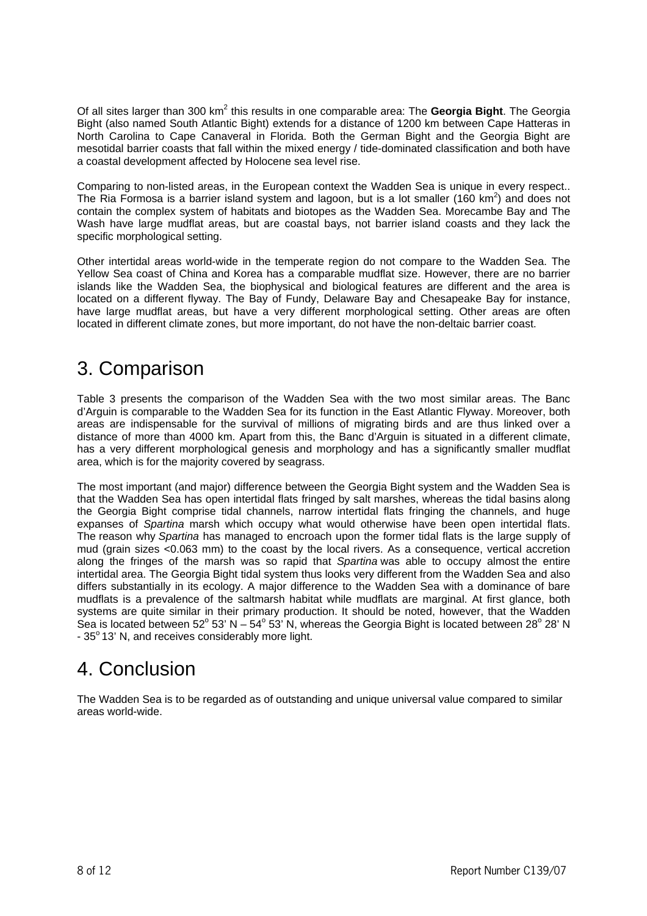Of all sites larger than 300 km$^2$ this results in one comparable area: The **Georgia Bight**. The Georgia Bight (also named South Atlantic Bight) extends for a distance of 1200 km between Cape Hatteras in North Carolina to Cape Canaveral in Florida. Both the German Bight and the Georgia Bight are mesotidal barrier coasts that fall within the mixed energy / tide-dominated classification and both have a coastal development affected by Holocene sea level rise.

Comparing to non-listed areas, in the European context the Wadden Sea is unique in every respect.. The Ria Formosa is a barrier island system and lagoon, but is a lot smaller (160 km$^2$) and does not contain the complex system of habitats and biotopes as the Wadden Sea. Morecambe Bay and The Wash have large mudflat areas, but are coastal bays, not barrier island coasts and they lack the specific morphological setting.

Other intertidal areas world-wide in the temperate region do not compare to the Wadden Sea. The Yellow Sea coast of China and Korea has a comparable mudflat size. However, there are no barrier islands like the Wadden Sea, the biophysical and biological features are different and the area is located on a different flyway. The Bay of Fundy, Delaware Bay and Chesapeake Bay for instance, have large mudflat areas, but have a very different morphological setting. Other areas are often located in different climate zones, but more important, do not have the non-deltaic barrier coast.

# 3. Comparison

Table 3 presents the comparison of the Wadden Sea with the two most similar areas. The Banc d'Arguin is comparable to the Wadden Sea for its function in the East Atlantic Flyway. Moreover, both areas are indispensable for the survival of millions of migrating birds and are thus linked over a distance of more than 4000 km. Apart from this, the Banc d'Arguin is situated in a different climate, has a very different morphological genesis and morphology and has a significantly smaller mudflat area, which is for the majority covered by seagrass.

The most important (and major) difference between the Georgia Bight system and the Wadden Sea is that the Wadden Sea has open intertidal flats fringed by salt marshes, whereas the tidal basins along the Georgia Bight comprise tidal channels, narrow intertidal flats fringing the channels, and huge expanses of *Spartina* marsh which occupy what would otherwise have been open intertidal flats. The reason why *Spartina* has managed to encroach upon the former tidal flats is the large supply of mud (grain sizes <0.063 mm) to the coast by the local rivers. As a consequence, vertical accretion along the fringes of the marsh was so rapid that *Spartina* was able to occupy almost the entire intertidal area. The Georgia Bight tidal system thus looks very different from the Wadden Sea and also differs substantially in its ecology. A major difference to the Wadden Sea with a dominance of bare mudflats is a prevalence of the saltmarsh habitat while mudflats are marginal. At first glance, both systems are quite similar in their primary production. It should be noted, however, that the Wadden Sea is located between 52$^{o}$ 53' N – 54$^{o}$ 53' N, whereas the Georgia Bight is located between 28$^{o}$ 28' N - 35$^{o}$ 13' N, and receives considerably more light.

# 4. Conclusion

The Wadden Sea is to be regarded as of outstanding and unique universal value compared to similar areas world-wide.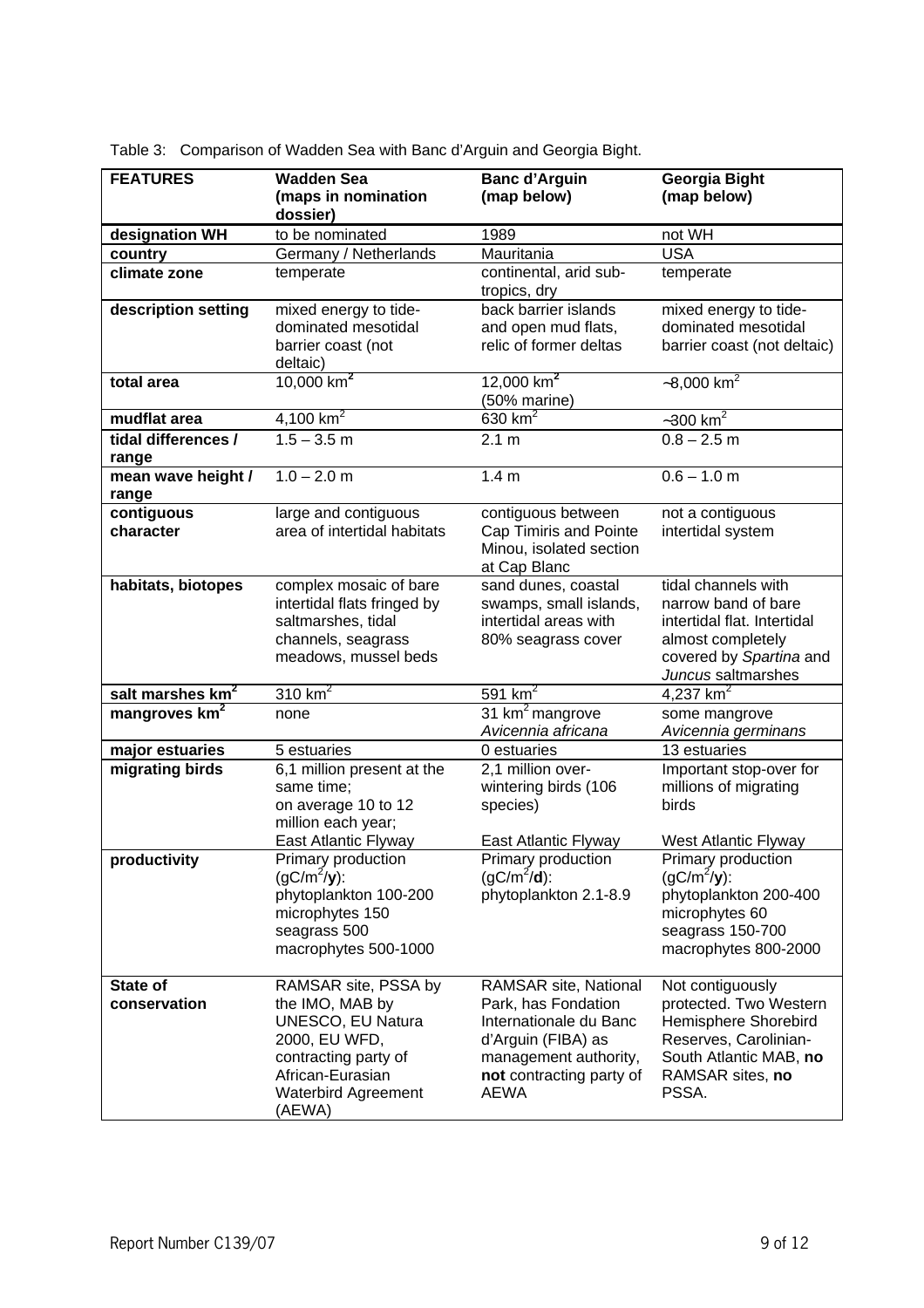Table 3: Comparison of Wadden Sea with Banc d'Arguin and Georgia Bight.

| FEATURES | Wadden Sea (maps in nomination dossier) | Banc d'Arguin (map below) | Georgia Bight (map below) |
|---|---|---|---|
| designation WH | to be nominated | 1989 | not WH |
| country | Germany / Netherlands | Mauritania | USA |
| climate zone | temperate | continental, arid sub-tropics, dry | temperate |
| description setting | mixed energy to tide-dominated mesotidal barrier coast (not deltaic) | back barrier islands and open mud flats, relic of former deltas | mixed energy to tide-dominated mesotidal barrier coast (not deltaic) |
| total area | 10,000 $km^2$ | 12,000 $km^2$ (50% marine) | ~8,000 $km^2$ |
| mudflat area | 4,100 $km^2$ | 630 $km^2$ | ~300 $km^2$ |
| tidal differences / range | 1.5 – 3.5 m | 2.1 m | 0.8 – 2.5 m |
| mean wave height / range | 1.0 – 2.0 m | 1.4 m | 0.6 – 1.0 m |
| contiguous character | large and contiguous area of intertidal habitats | contiguous between Cap Timiris and Pointe Minou, isolated section at Cap Blanc | not a contiguous intertidal system |
| habitats, biotopes | complex mosaic of bare intertidal flats fringed by saltmarshes, tidal channels, seagrass meadows, mussel beds | sand dunes, coastal swamps, small islands, intertidal areas with 80% seagrass cover | tidal channels with narrow band of bare intertidal flat. Intertidal almost completely covered by *Spartina* and *Juncus* saltmarshes |
| salt marshes $km^2$ | 310 $km^2$ | 591 $km^2$ | 4,237 $km^2$ |
| mangroves $km^2$ | none | 31 $km^2$ mangrove *Avicennia africana* | some mangrove *Avicennia germinans* |
| major estuaries | 5 estuaries | 0 estuaries | 13 estuaries |
| migrating birds | 6,1 million present at the same time; on average 10 to 12 million each year; East Atlantic Flyway | 2,1 million over-wintering birds (106 species) East Atlantic Flyway | Important stop-over for millions of migrating birds West Atlantic Flyway |
| productivity | Primary production ($gC/m^2/$**y**): phytoplankton 100-200 microphytes 150 seagrass 500 macrophytes 500-1000 | Primary production ($gC/m^2/$**d**): phytoplankton 2.1-8.9 | Primary production ($gC/m^2/$**y**): phytoplankton 200-400 microphytes 60 seagrass 150-700 macrophytes 800-2000 |
| State of conservation | RAMSAR site, PSSA by the IMO, MAB by UNESCO, EU Natura 2000, EU WFD, contracting party of African-Eurasian Waterbird Agreement (AEWA) | RAMSAR site, National Park, has Fondation Internationale du Banc d'Arguin (FIBA) as management authority, **not** contracting party of AEWA | Not contiguously protected. Two Western Hemisphere Shorebird Reserves, Carolinian-South Atlantic MAB, **no** RAMSAR sites, **no** PSSA. |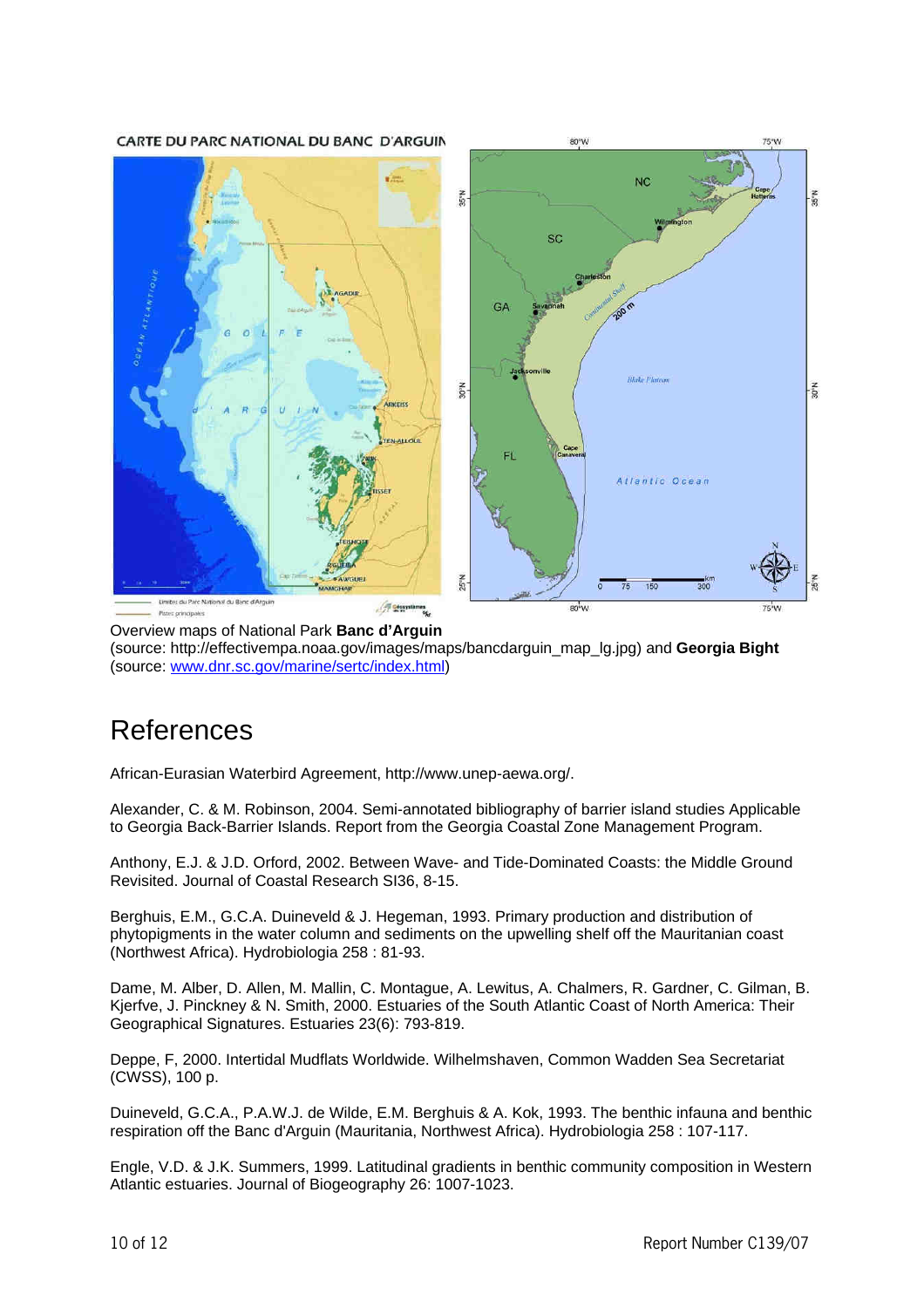Overview maps of National Park **Banc d'Arguin**
(source: http://effectivempa.noaa.gov/images/maps/bancdarguin_map_lg.jpg) and **Georgia Bight** (source: www.dnr.sc.gov/marine/sertc/index.html)

# References

African-Eurasian Waterbird Agreement, http://www.unep-aewa.org/.

Alexander, C. & M. Robinson, 2004. Semi-annotated bibliography of barrier island studies Applicable to Georgia Back-Barrier Islands. Report from the Georgia Coastal Zone Management Program.

Anthony, E.J. & J.D. Orford, 2002. Between Wave- and Tide-Dominated Coasts: the Middle Ground Revisited. Journal of Coastal Research SI36, 8-15.

Berghuis, E.M., G.C.A. Duineveld & J. Hegeman, 1993. Primary production and distribution of phytopigments in the water column and sediments on the upwelling shelf off the Mauritanian coast (Northwest Africa). Hydrobiologia 258 : 81-93.

Dame, M. Alber, D. Allen, M. Mallin, C. Montague, A. Lewitus, A. Chalmers, R. Gardner, C. Gilman, B. Kjerfve, J. Pinckney & N. Smith, 2000. Estuaries of the South Atlantic Coast of North America: Their Geographical Signatures. Estuaries 23(6): 793-819.

Deppe, F, 2000. Intertidal Mudflats Worldwide. Wilhelmshaven, Common Wadden Sea Secretariat (CWSS), 100 p.

Duineveld, G.C.A., P.A.W.J. de Wilde, E.M. Berghuis & A. Kok, 1993. The benthic infauna and benthic respiration off the Banc d'Arguin (Mauritania, Northwest Africa). Hydrobiologia 258 : 107-117.

Engle, V.D. & J.K. Summers, 1999. Latitudinal gradients in benthic community composition in Western Atlantic estuaries. Journal of Biogeography 26: 1007-1023.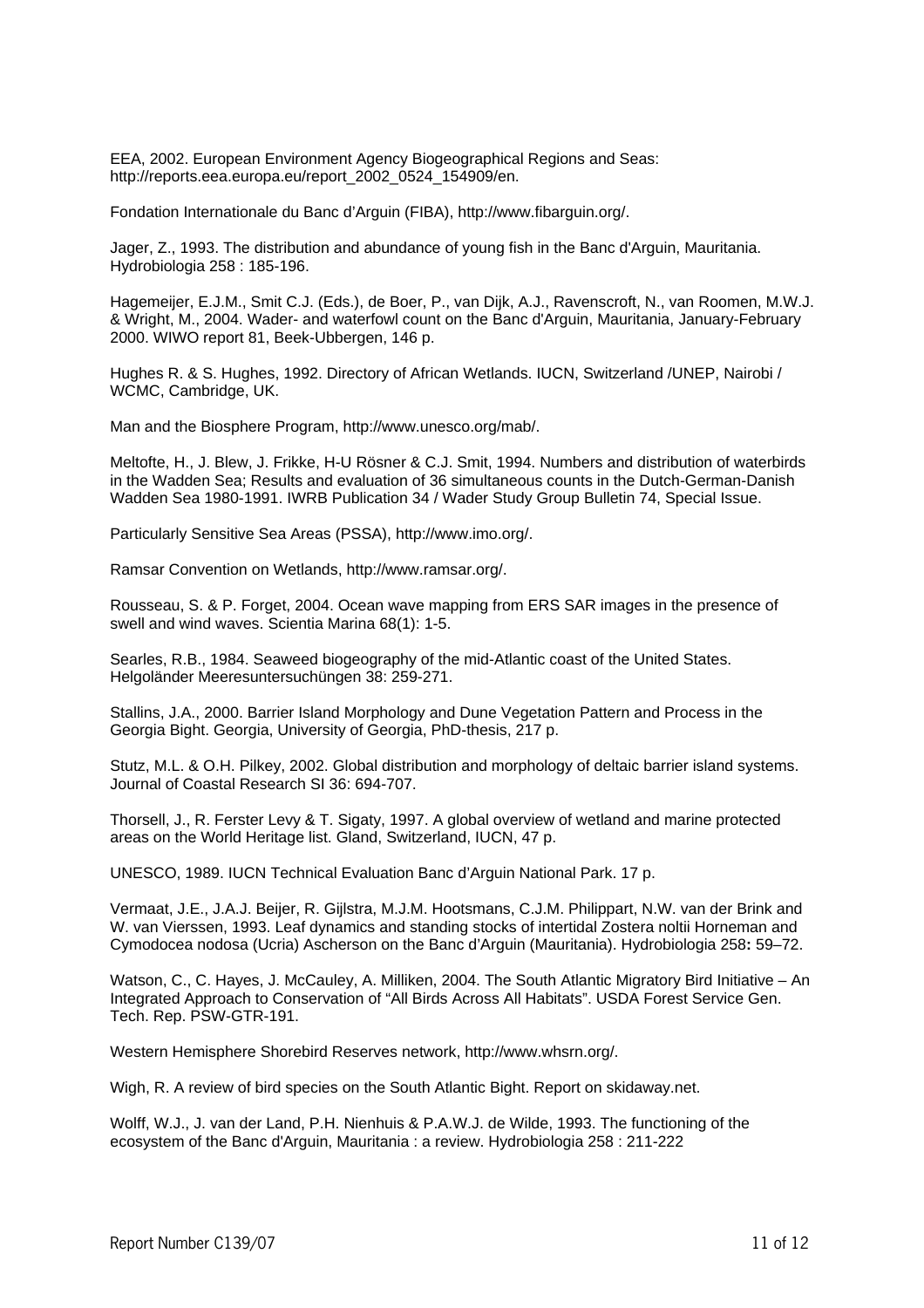EEA, 2002. European Environment Agency Biogeographical Regions and Seas: http://reports.eea.europa.eu/report_2002_0524_154909/en.

Fondation Internationale du Banc d'Arguin (FIBA), http://www.fibarguin.org/.

Jager, Z., 1993. The distribution and abundance of young fish in the Banc d'Arguin, Mauritania. Hydrobiologia 258 : 185-196.

Hagemeijer, E.J.M., Smit C.J. (Eds.), de Boer, P., van Dijk, A.J., Ravenscroft, N., van Roomen, M.W.J. & Wright, M., 2004. Wader- and waterfowl count on the Banc d'Arguin, Mauritania, January-February 2000. WIWO report 81, Beek-Ubbergen, 146 p.

Hughes R. & S. Hughes, 1992. Directory of African Wetlands. IUCN, Switzerland /UNEP, Nairobi / WCMC, Cambridge, UK.

Man and the Biosphere Program, http://www.unesco.org/mab/.

Meltofte, H., J. Blew, J. Frikke, H-U Rösner & C.J. Smit, 1994. Numbers and distribution of waterbirds in the Wadden Sea; Results and evaluation of 36 simultaneous counts in the Dutch-German-Danish Wadden Sea 1980-1991. IWRB Publication 34 / Wader Study Group Bulletin 74, Special Issue.

Particularly Sensitive Sea Areas (PSSA), http://www.imo.org/.

Ramsar Convention on Wetlands, http://www.ramsar.org/.

Rousseau, S. & P. Forget, 2004. Ocean wave mapping from ERS SAR images in the presence of swell and wind waves. Scientia Marina 68(1): 1-5.

Searles, R.B., 1984. Seaweed biogeography of the mid-Atlantic coast of the United States. Helgoländer Meeresuntersuchüngen 38: 259-271.

Stallins, J.A., 2000. Barrier Island Morphology and Dune Vegetation Pattern and Process in the Georgia Bight. Georgia, University of Georgia, PhD-thesis, 217 p.

Stutz, M.L. & O.H. Pilkey, 2002. Global distribution and morphology of deltaic barrier island systems. Journal of Coastal Research SI 36: 694-707.

Thorsell, J., R. Ferster Levy & T. Sigaty, 1997. A global overview of wetland and marine protected areas on the World Heritage list. Gland, Switzerland, IUCN, 47 p.

UNESCO, 1989. IUCN Technical Evaluation Banc d'Arguin National Park. 17 p.

Vermaat, J.E., J.A.J. Beijer, R. Gijlstra, M.J.M. Hootsmans, C.J.M. Philippart, N.W. van der Brink and W. van Vierssen, 1993. Leaf dynamics and standing stocks of intertidal Zostera noltii Horneman and Cymodocea nodosa (Ucria) Ascherson on the Banc d'Arguin (Mauritania). Hydrobiologia 258**:** 59–72.

Watson, C., C. Hayes, J. McCauley, A. Milliken, 2004. The South Atlantic Migratory Bird Initiative – An Integrated Approach to Conservation of "All Birds Across All Habitats". USDA Forest Service Gen. Tech. Rep. PSW-GTR-191.

Western Hemisphere Shorebird Reserves network, http://www.whsrn.org/.

Wigh, R. A review of bird species on the South Atlantic Bight. Report on skidaway.net.

Wolff, W.J., J. van der Land, P.H. Nienhuis & P.A.W.J. de Wilde, 1993. The functioning of the ecosystem of the Banc d'Arguin, Mauritania : a review. Hydrobiologia 258 : 211-222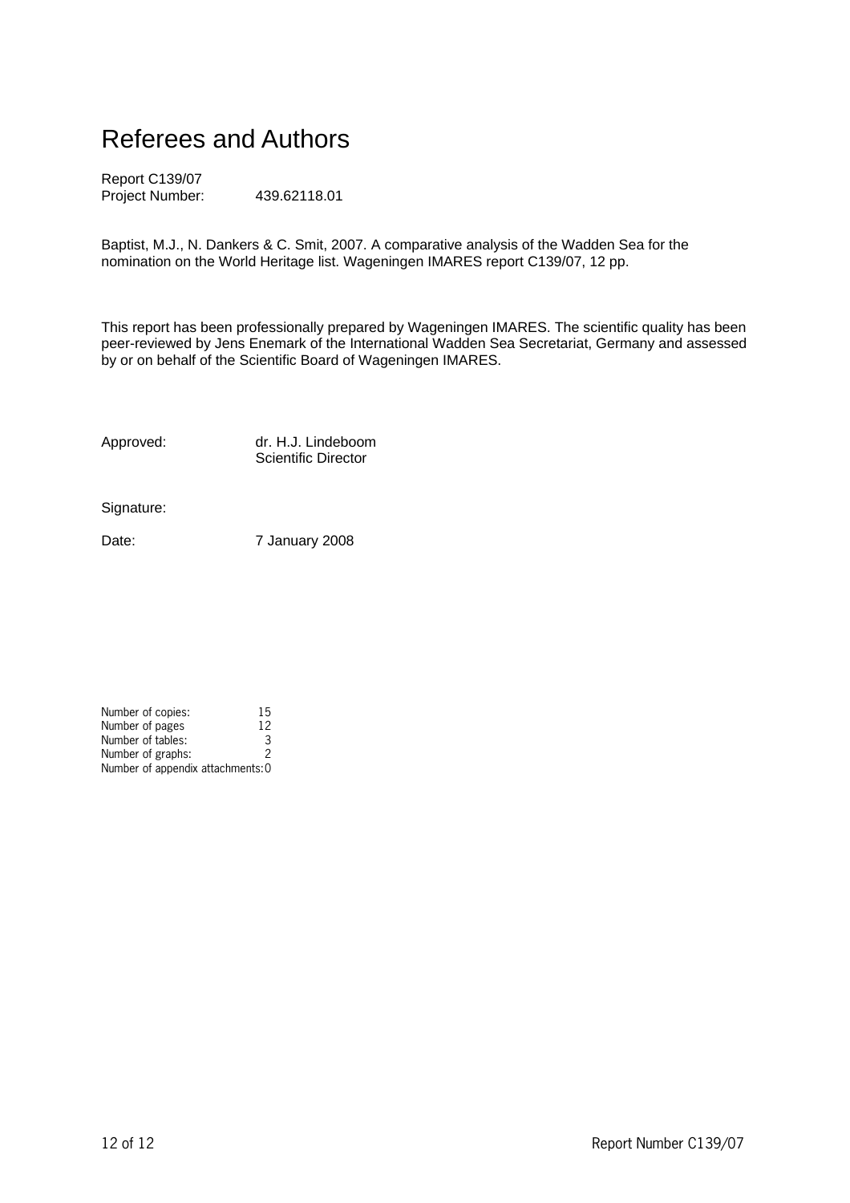# Referees and Authors

Report C139/07
Project Number: 439.62118.01

Baptist, M.J., N. Dankers & C. Smit, 2007. A comparative analysis of the Wadden Sea for the nomination on the World Heritage list. Wageningen IMARES report C139/07, 12 pp.

This report has been professionally prepared by Wageningen IMARES. The scientific quality has been peer-reviewed by Jens Enemark of the International Wadden Sea Secretariat, Germany and assessed by or on behalf of the Scientific Board of Wageningen IMARES.

Approved: dr. H.J. Lindeboom
Scientific Director

Signature:

Date: 7 January 2008

| | |
|---|---|
| Number of copies: | 15 |
| Number of pages | 12 |
| Number of tables: | 3 |
| Number of graphs: | 2 |
| Number of appendix attachments: | 0 |